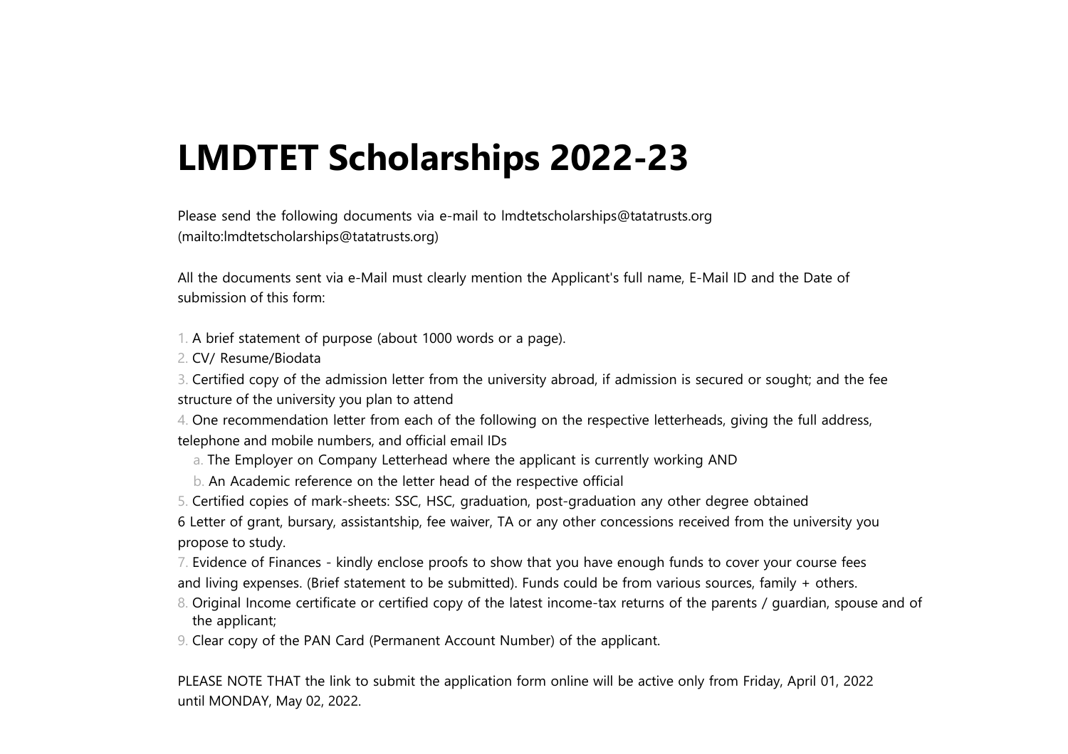# LMDTET Scholarships 2022-23

Please send the following documents via e-mail to lmdtetscholarships@tatatrusts.org (mailto:lmdtetscholarships@tatatrusts.org)

All the documents sent via e-Mail must clearly mention the Applicant's full name, E-Mail ID and the Date of submission of this form:

1. A brief statement of purpose (about 1000 words or a page).
2. CV/ Resume/Biodata
3. Certified copy of the admission letter from the university abroad, if admission is secured or sought; and the fee structure of the university you plan to attend
4. One recommendation letter from each of the following on the respective letterheads, giving the full address, telephone and mobile numbers, and official email IDs
   a. The Employer on Company Letterhead where the applicant is currently working AND
   b. An Academic reference on the letter head of the respective official
5. Certified copies of mark-sheets: SSC, HSC, graduation, post-graduation any other degree obtained

6 Letter of grant, bursary, assistantship, fee waiver, TA or any other concessions received from the university you propose to study.

7. Evidence of Finances - kindly enclose proofs to show that you have enough funds to cover your course fees and living expenses. (Brief statement to be submitted). Funds could be from various sources, family + others.
8. Original Income certificate or certified copy of the latest income-tax returns of the parents / guardian, spouse and of the applicant;
9. Clear copy of the PAN Card (Permanent Account Number) of the applicant.

PLEASE NOTE THAT the link to submit the application form online will be active only from Friday, April 01, 2022 until MONDAY, May 02, 2022.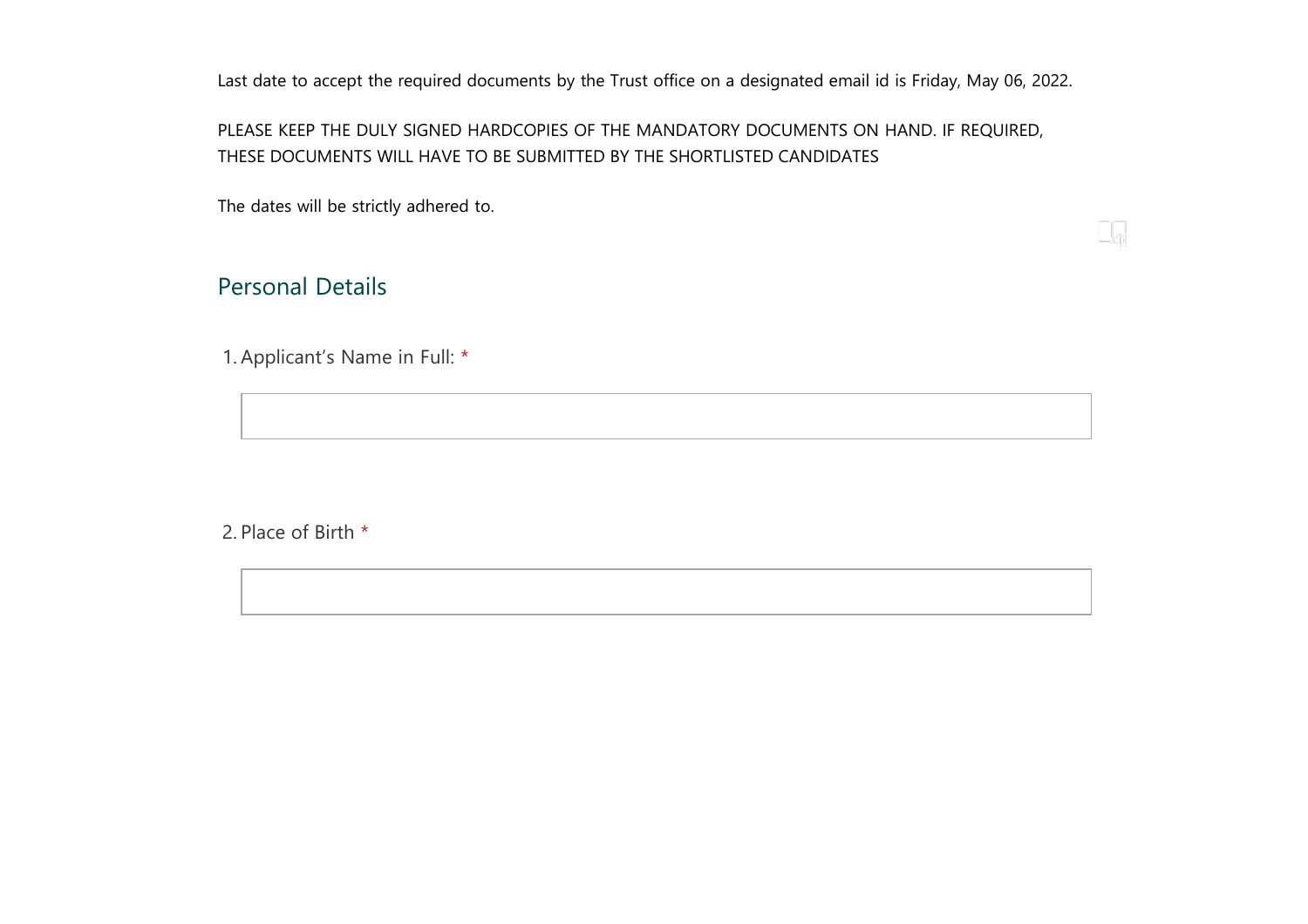Last date to accept the required documents by the Trust office on a designated email id is Friday, May 06, 2022.

PLEASE KEEP THE DULY SIGNED HARDCOPIES OF THE MANDATORY DOCUMENTS ON HAND. IF REQUIRED, THESE DOCUMENTS WILL HAVE TO BE SUBMITTED BY THE SHORTLISTED CANDIDATES

The dates will be strictly adhered to.

## Personal Details

1. Applicant's Name in Full: *

2. Place of Birth *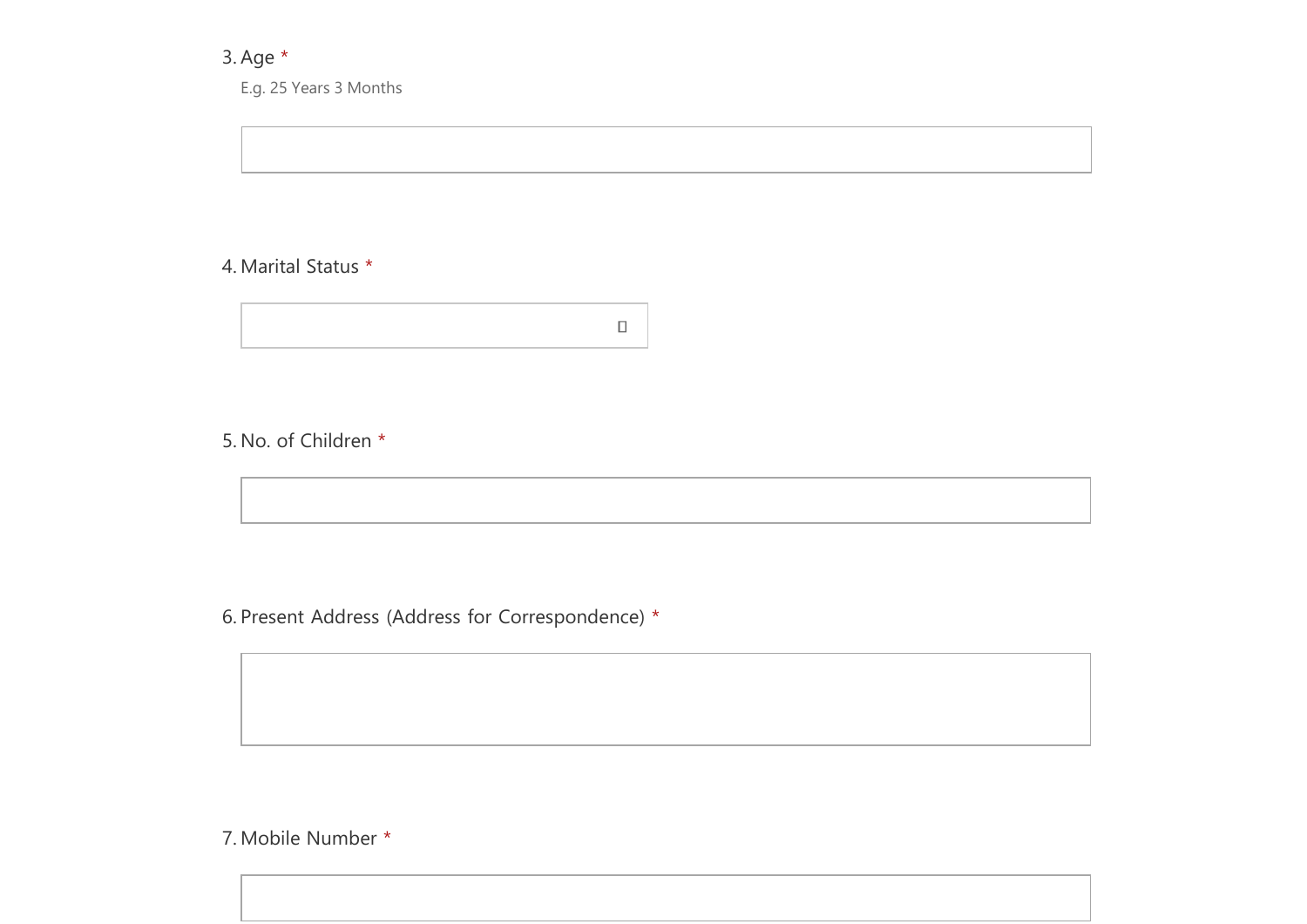3. Age *

E.g. 25 Years 3 Months

4. Marital Status *

5. No. of Children *

6. Present Address (Address for Correspondence) *

7. Mobile Number *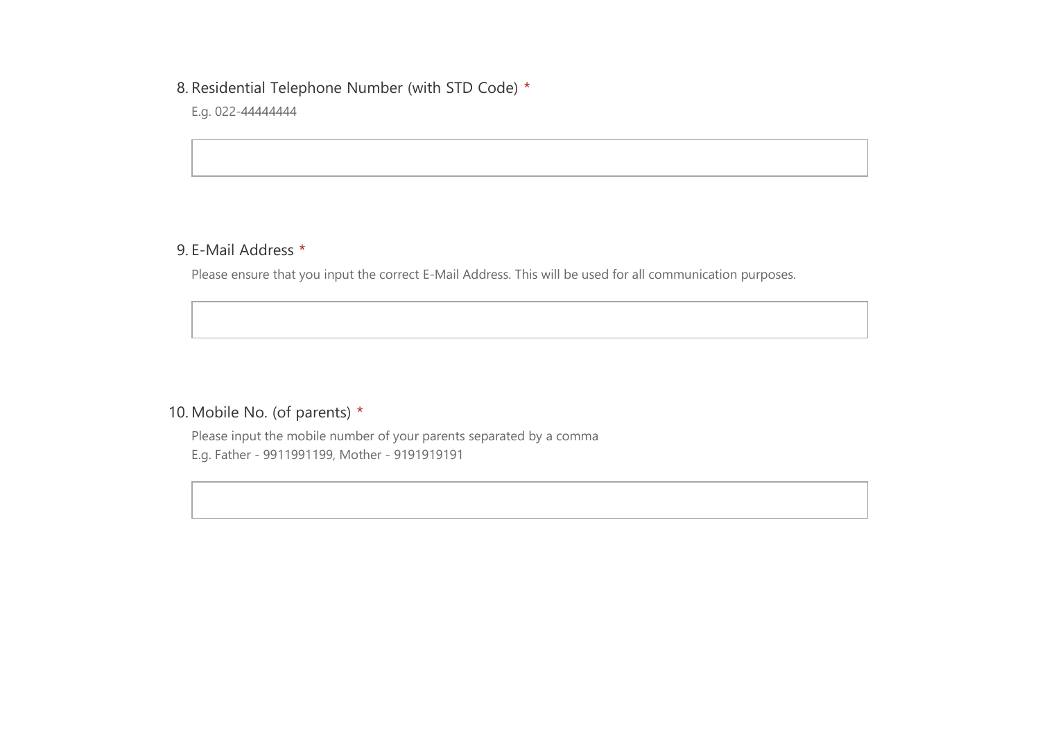8. Residential Telephone Number (with STD Code) *

E.g. 022-44444444

9. E-Mail Address *

Please ensure that you input the correct E-Mail Address. This will be used for all communication purposes.

10. Mobile No. (of parents) *

Please input the mobile number of your parents separated by a comma
E.g. Father - 9911991199, Mother - 9191919191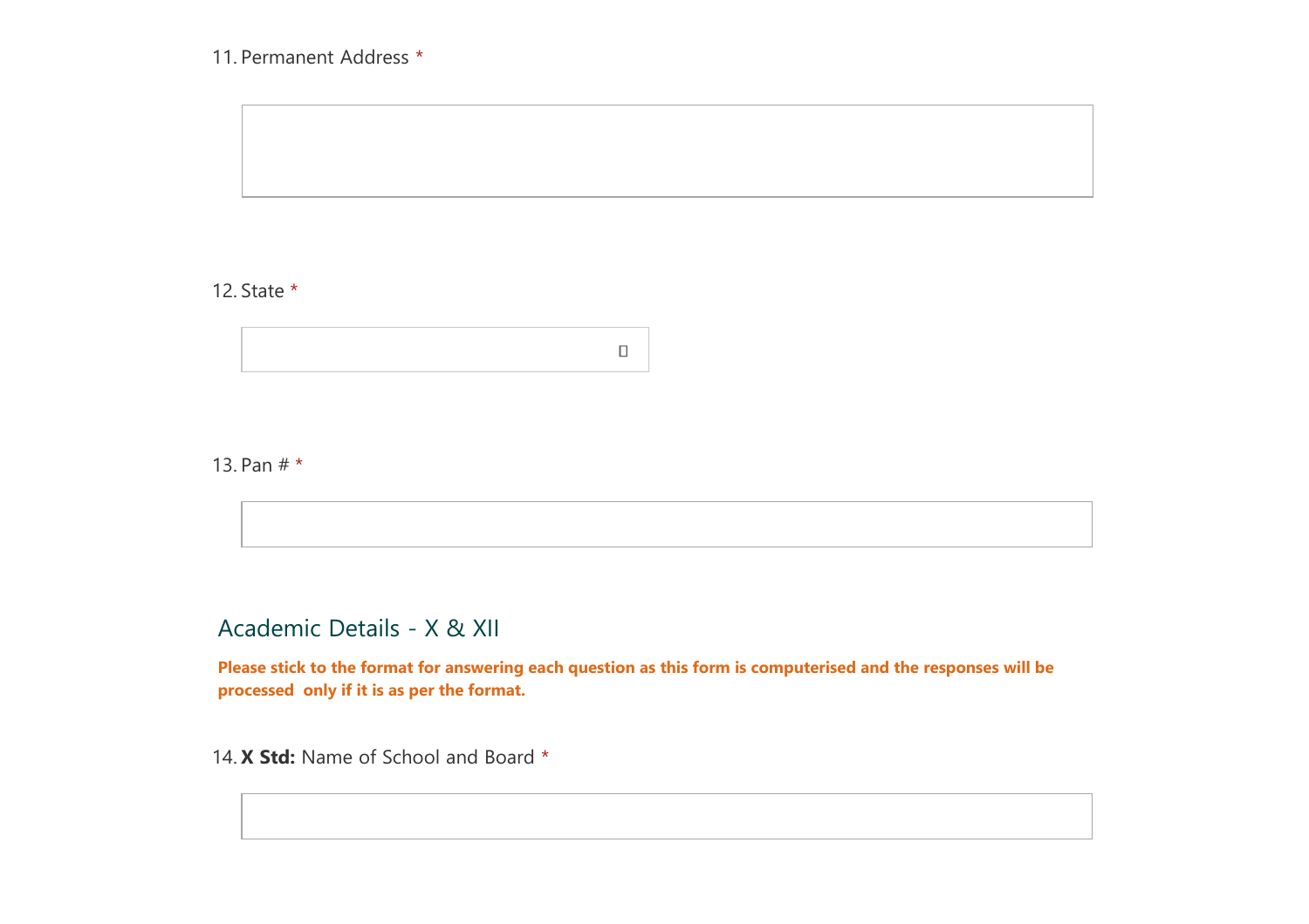11. Permanent Address *

12. State *

13. Pan # *

## Academic Details - X & XII

**Please stick to the format for answering each question as this form is computerised and the responses will be processed only if it is as per the format.**

14. **X Std:** Name of School and Board *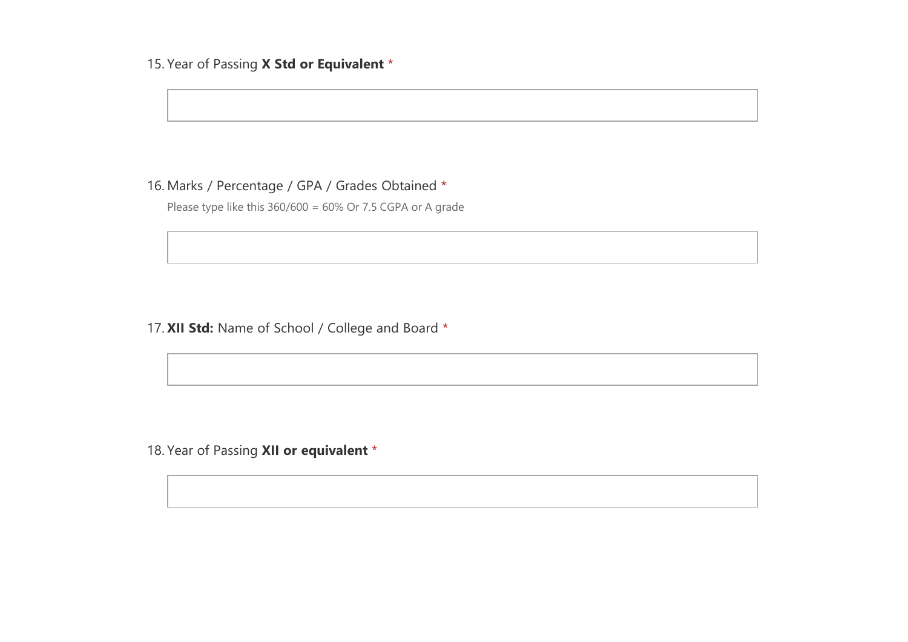15. Year of Passing **X Std or Equivalent** *

16. Marks / Percentage / GPA / Grades Obtained *

Please type like this 360/600 = 60% Or 7.5 CGPA or A grade

17. **XII Std:** Name of School / College and Board *

18. Year of Passing **XII or equivalent** *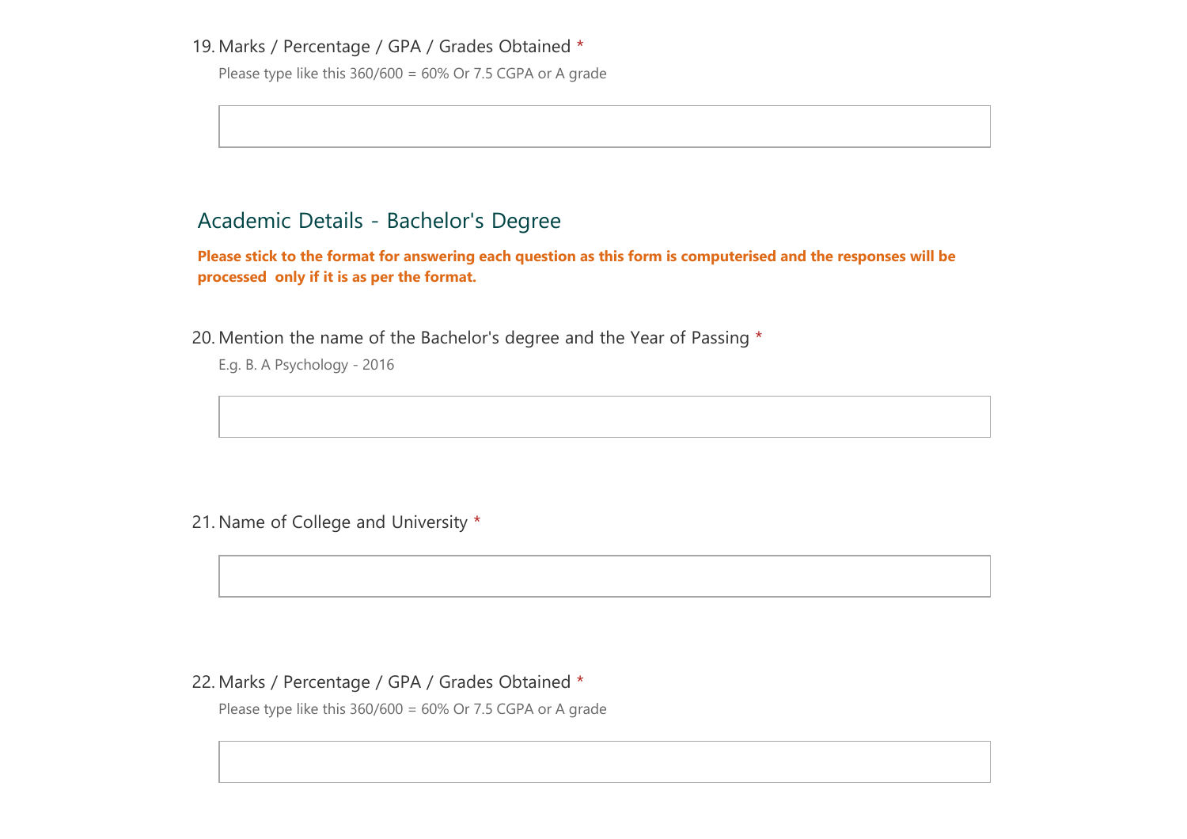19. Marks / Percentage / GPA / Grades Obtained *

Please type like this 360/600 = 60% Or 7.5 CGPA or A grade

## Academic Details - Bachelor's Degree

**Please stick to the format for answering each question as this form is computerised and the responses will be processed only if it is as per the format.**

20. Mention the name of the Bachelor's degree and the Year of Passing *

E.g. B. A Psychology - 2016

21. Name of College and University *

22. Marks / Percentage / GPA / Grades Obtained *

Please type like this 360/600 = 60% Or 7.5 CGPA or A grade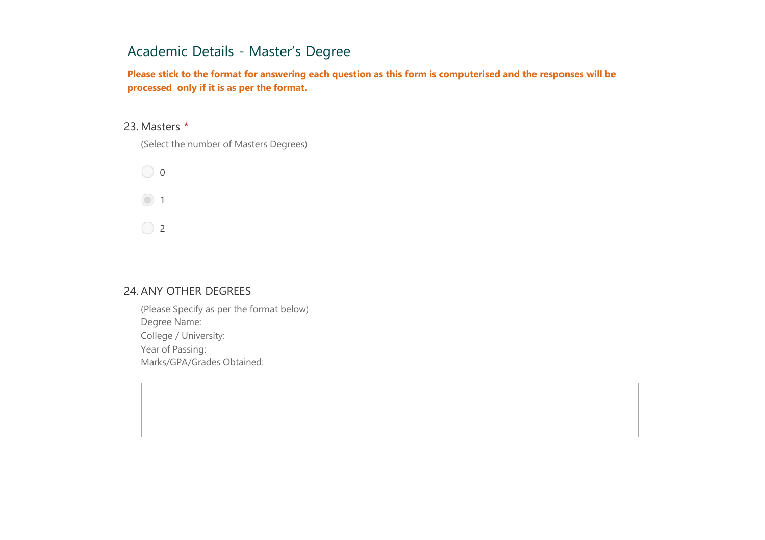## Academic Details - Master's Degree

**Please stick to the format for answering each question as this form is computerised and the responses will be processed only if it is as per the format.**

23. Masters *

(Select the number of Masters Degrees)

- ○ 0
- ◉ 1
- ○ 2

24. ANY OTHER DEGREES

(Please Specify as per the format below)
Degree Name:
College / University:
Year of Passing:
Marks/GPA/Grades Obtained: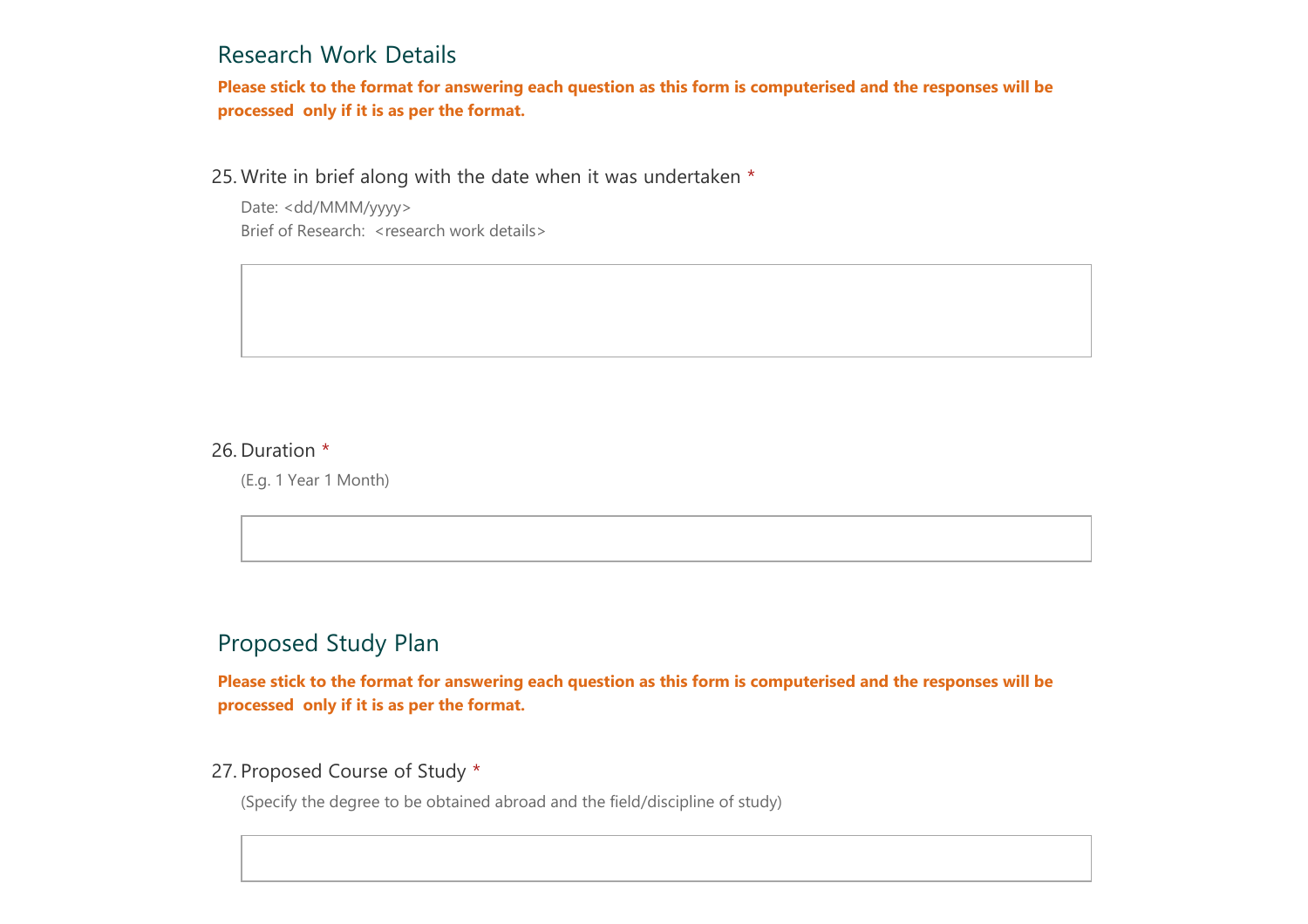## Research Work Details

**Please stick to the format for answering each question as this form is computerised and the responses will be processed only if it is as per the format.**

25. Write in brief along with the date when it was undertaken *

Date: <dd/MMM/yyyy>
Brief of Research: <research work details>

26. Duration *

(E.g. 1 Year 1 Month)

## Proposed Study Plan

**Please stick to the format for answering each question as this form is computerised and the responses will be processed only if it is as per the format.**

27. Proposed Course of Study *

(Specify the degree to be obtained abroad and the field/discipline of study)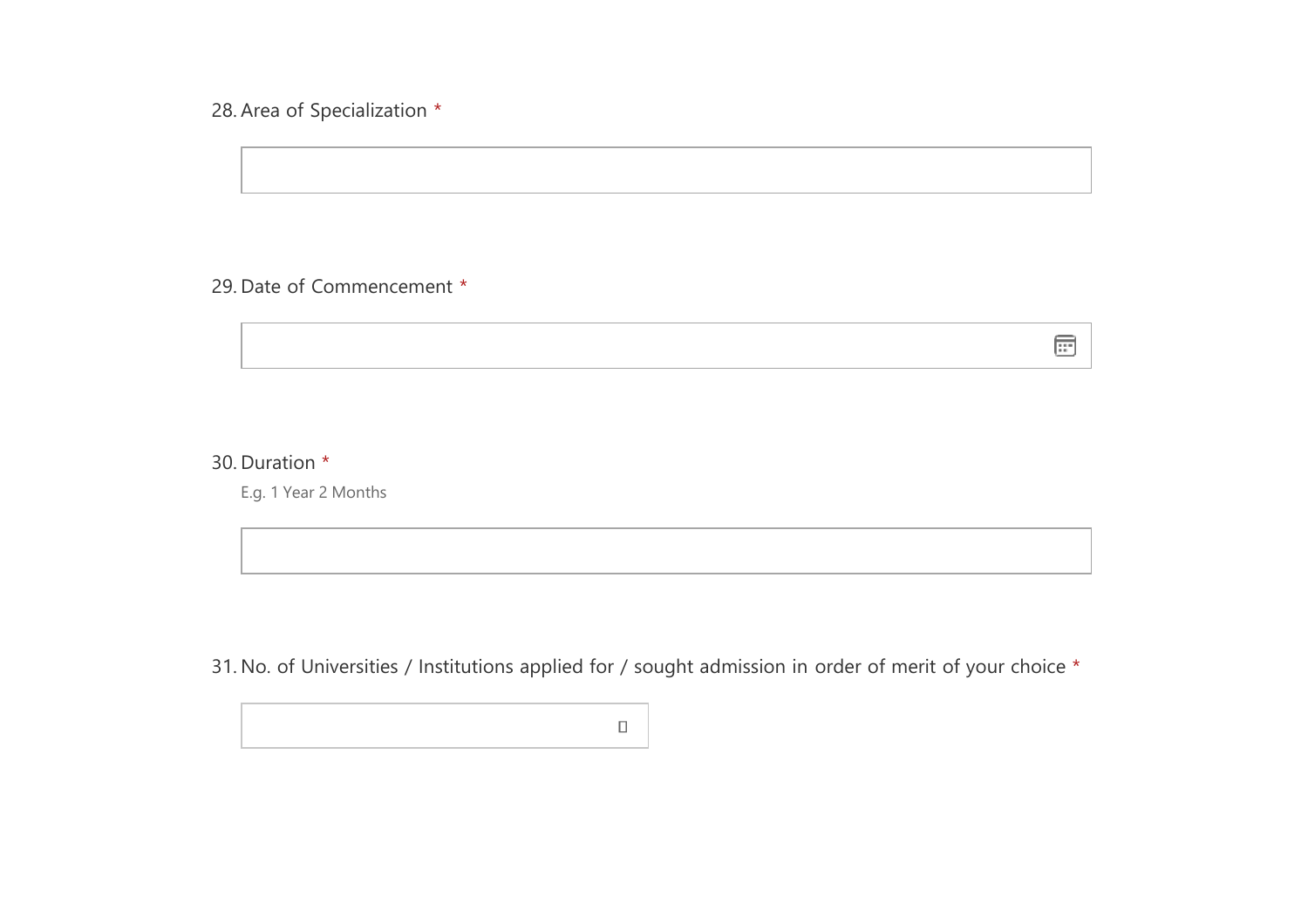28. Area of Specialization *

29. Date of Commencement *

30. Duration *

E.g. 1 Year 2 Months

31. No. of Universities / Institutions applied for / sought admission in order of merit of your choice *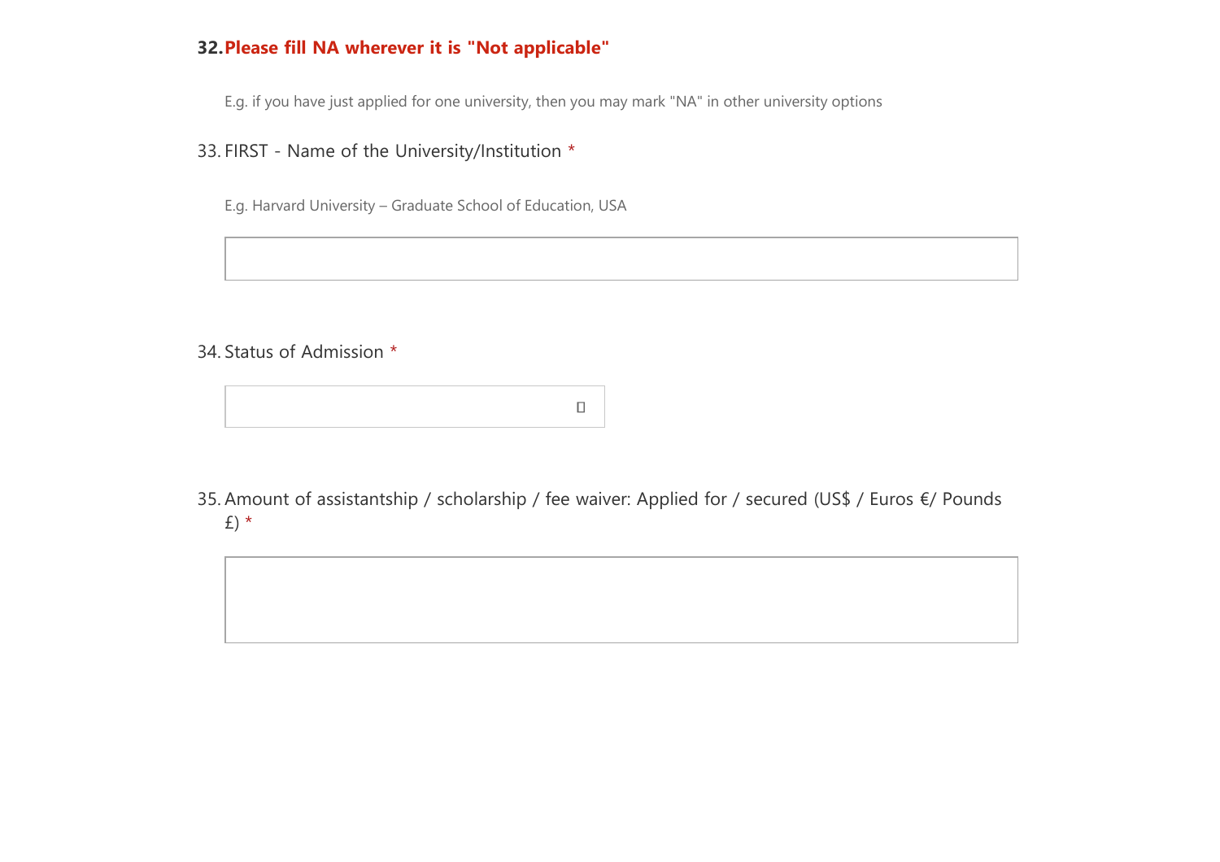**32. Please fill NA wherever it is "Not applicable"**

E.g. if you have just applied for one university, then you may mark "NA" in other university options

33. FIRST - Name of the University/Institution *

E.g. Harvard University – Graduate School of Education, USA

34. Status of Admission *

35. Amount of assistantship / scholarship / fee waiver: Applied for / secured (US$ / Euros €/ Pounds £) *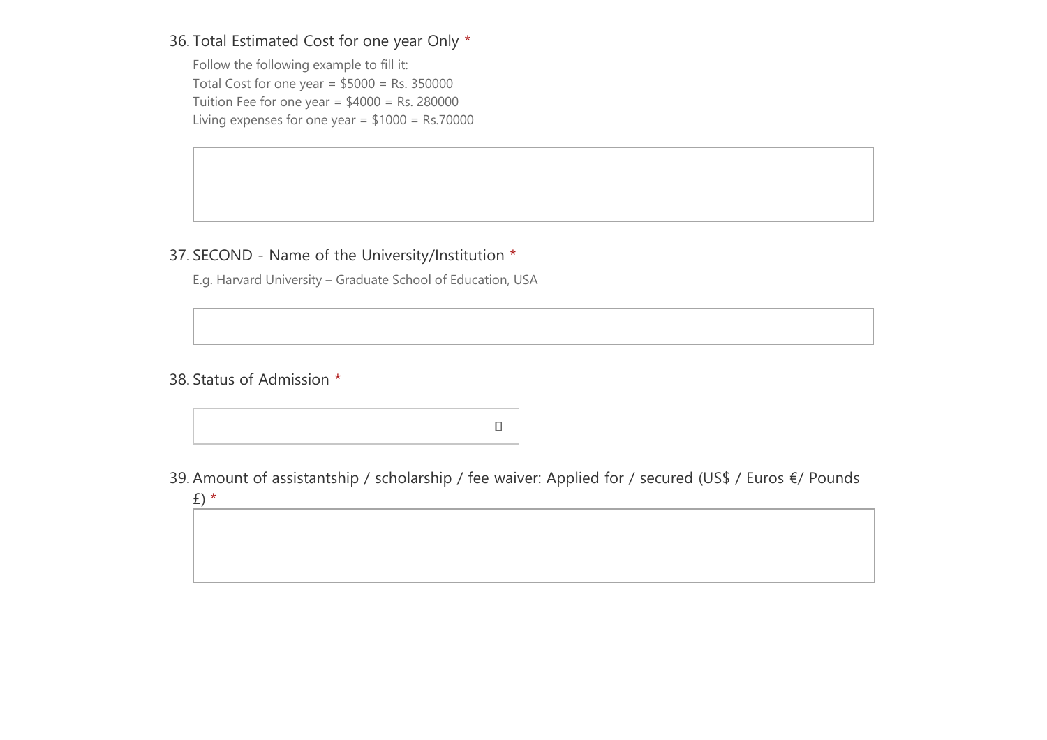36. Total Estimated Cost for one year Only *

Follow the following example to fill it:
Total Cost for one year = $5000 = Rs. 350000
Tuition Fee for one year = $4000 = Rs. 280000
Living expenses for one year = $1000 = Rs.70000

37. SECOND - Name of the University/Institution *

E.g. Harvard University – Graduate School of Education, USA

38. Status of Admission *

39. Amount of assistantship / scholarship / fee waiver: Applied for / secured (US$ / Euros €/ Pounds £) *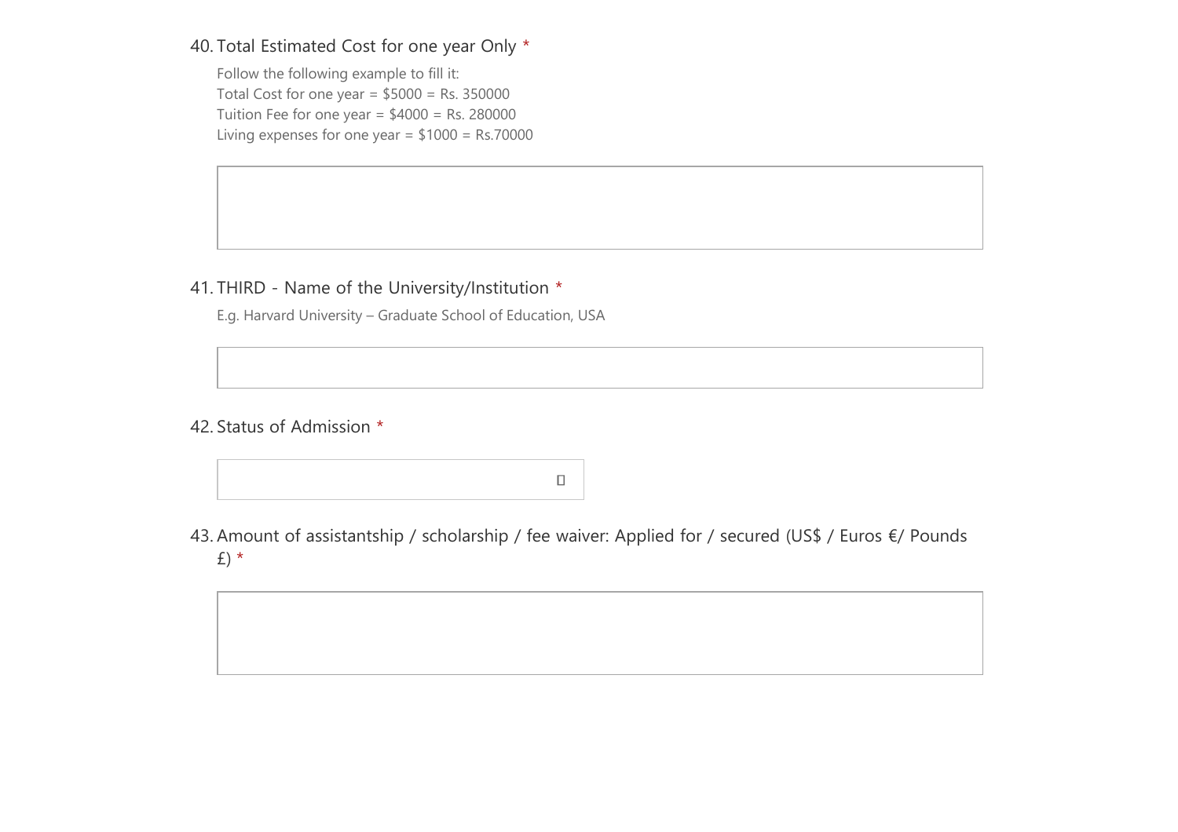40. Total Estimated Cost for one year Only *

Follow the following example to fill it:
Total Cost for one year = $5000 = Rs. 350000
Tuition Fee for one year = $4000 = Rs. 280000
Living expenses for one year = $1000 = Rs.70000

41. THIRD - Name of the University/Institution *

E.g. Harvard University – Graduate School of Education, USA

42. Status of Admission *

43. Amount of assistantship / scholarship / fee waiver: Applied for / secured (US$ / Euros €/ Pounds £) *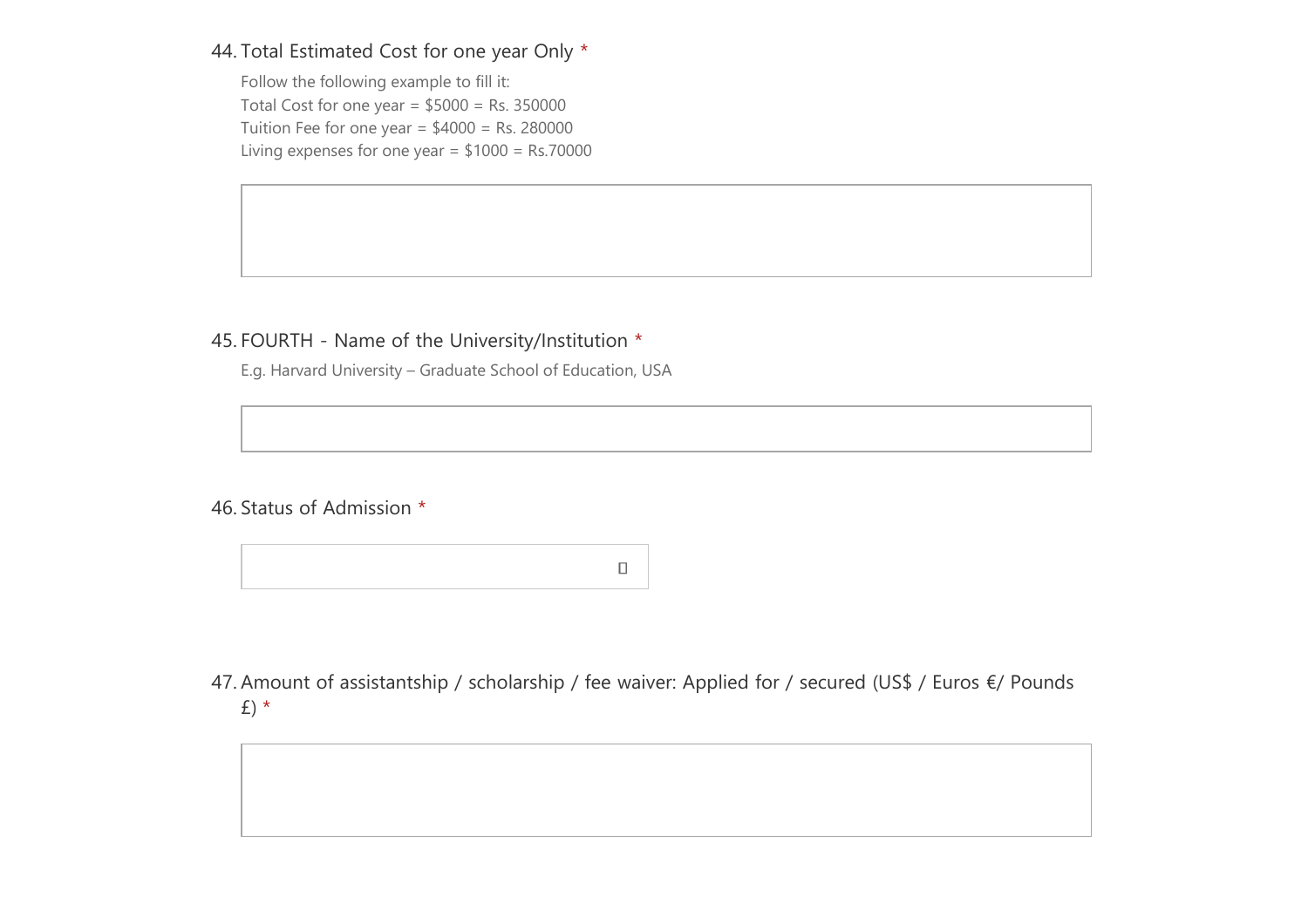44. Total Estimated Cost for one year Only *

Follow the following example to fill it:
Total Cost for one year = $5000 = Rs. 350000
Tuition Fee for one year = $4000 = Rs. 280000
Living expenses for one year = $1000 = Rs.70000

45. FOURTH - Name of the University/Institution *

E.g. Harvard University – Graduate School of Education, USA

46. Status of Admission *

47. Amount of assistantship / scholarship / fee waiver: Applied for / secured (US$ / Euros €/ Pounds £) *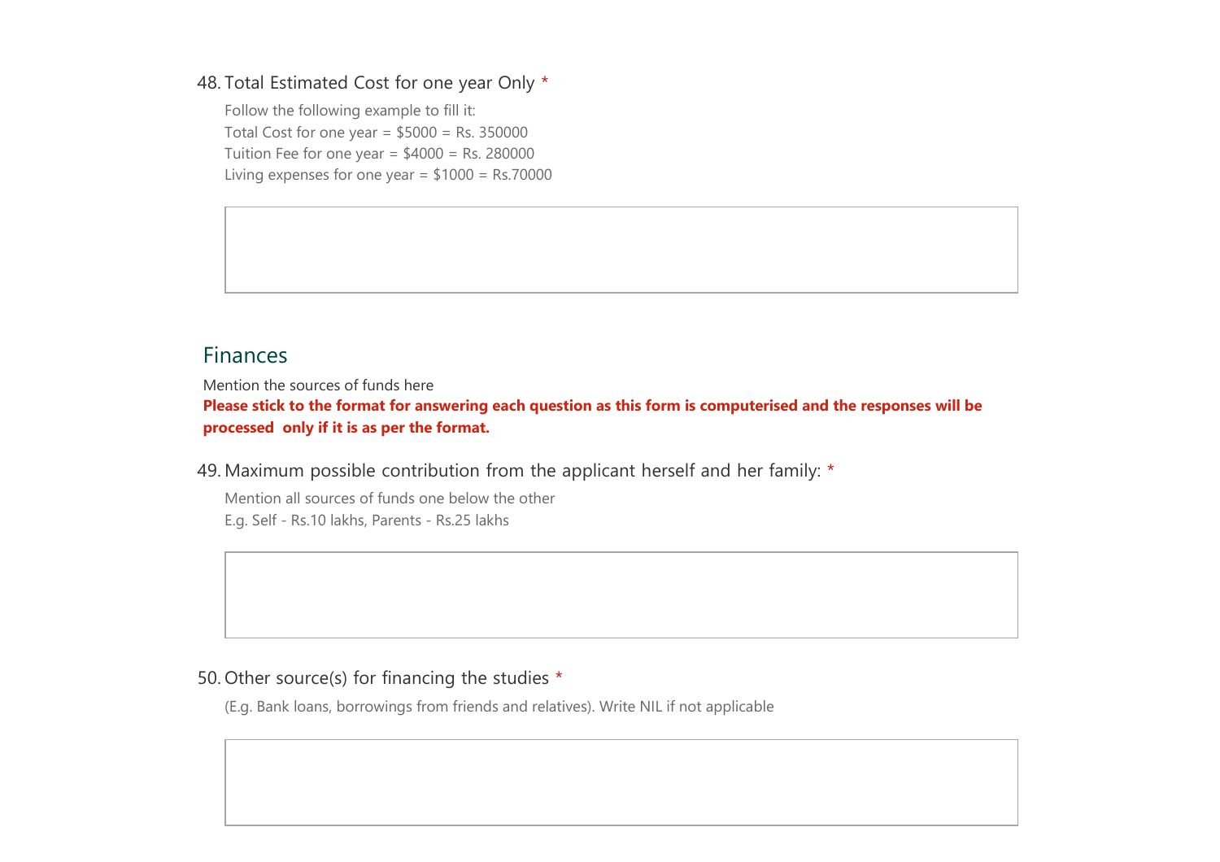48. Total Estimated Cost for one year Only *

Follow the following example to fill it:
Total Cost for one year = $5000 = Rs. 350000
Tuition Fee for one year = $4000 = Rs. 280000
Living expenses for one year = $1000 = Rs.70000

## Finances

Mention the sources of funds here

**Please stick to the format for answering each question as this form is computerised and the responses will be processed only if it is as per the format.**

49. Maximum possible contribution from the applicant herself and her family: *

Mention all sources of funds one below the other
E.g. Self - Rs.10 lakhs, Parents - Rs.25 lakhs

50. Other source(s) for financing the studies *

(E.g. Bank loans, borrowings from friends and relatives). Write NIL if not applicable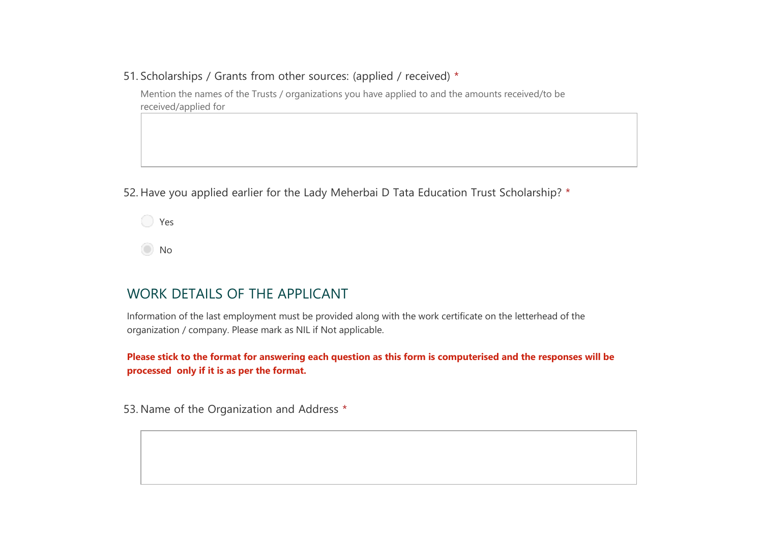51. Scholarships / Grants from other sources: (applied / received) *

Mention the names of the Trusts / organizations you have applied to and the amounts received/to be received/applied for

52. Have you applied earlier for the Lady Meherbai D Tata Education Trust Scholarship? *

- Yes
- No

## WORK DETAILS OF THE APPLICANT

Information of the last employment must be provided along with the work certificate on the letterhead of the organization / company. Please mark as NIL if Not applicable.

**Please stick to the format for answering each question as this form is computerised and the responses will be processed only if it is as per the format.**

53. Name of the Organization and Address *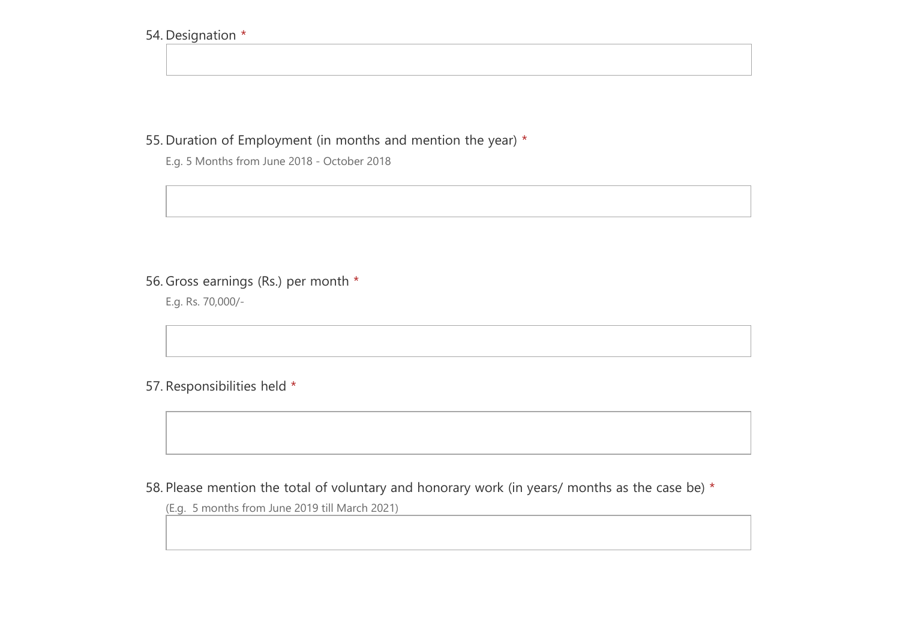54. Designation *

55. Duration of Employment (in months and mention the year) *

E.g. 5 Months from June 2018 - October 2018

56. Gross earnings (Rs.) per month *

E.g. Rs. 70,000/-

57. Responsibilities held *

58. Please mention the total of voluntary and honorary work (in years/ months as the case be) *

(E.g. 5 months from June 2019 till March 2021)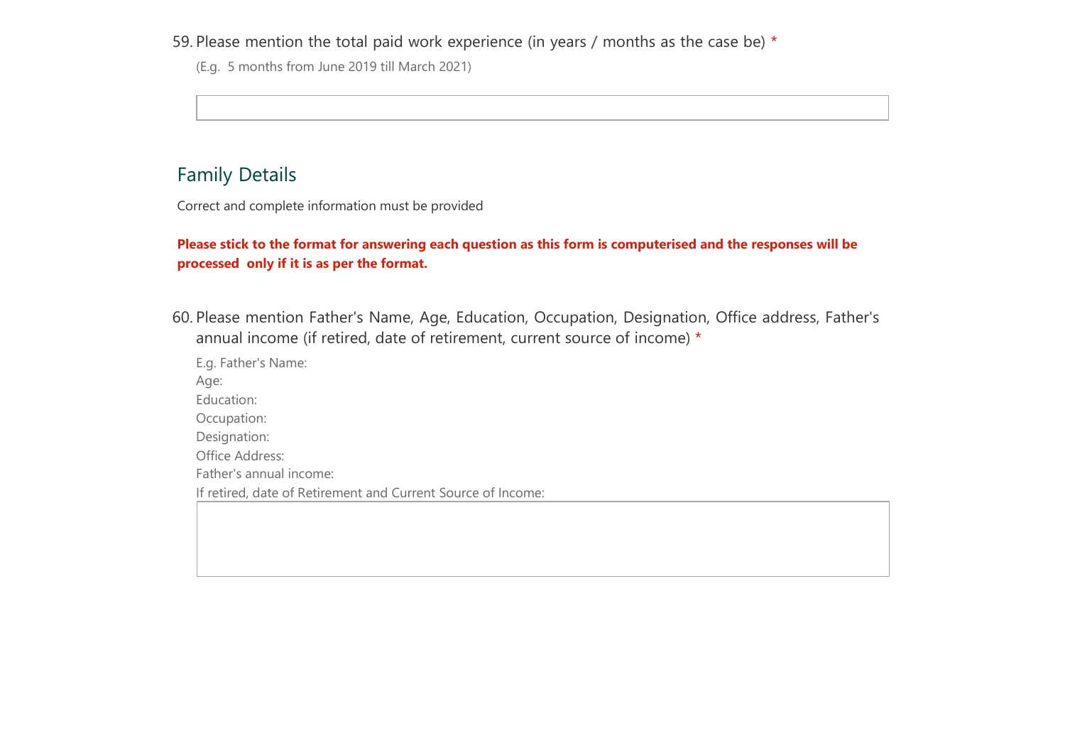59. Please mention the total paid work experience (in years / months as the case be) *

(E.g.  5 months from June 2019 till March 2021)

## Family Details

Correct and complete information must be provided

**Please stick to the format for answering each question as this form is computerised and the responses will be processed  only if it is as per the format.**

60. Please mention Father's Name, Age, Education, Occupation, Designation, Office address, Father's annual income (if retired, date of retirement, current source of income) *

E.g. Father's Name:
Age:
Education:
Occupation:
Designation:
Office Address:
Father's annual income:
If retired, date of Retirement and Current Source of Income: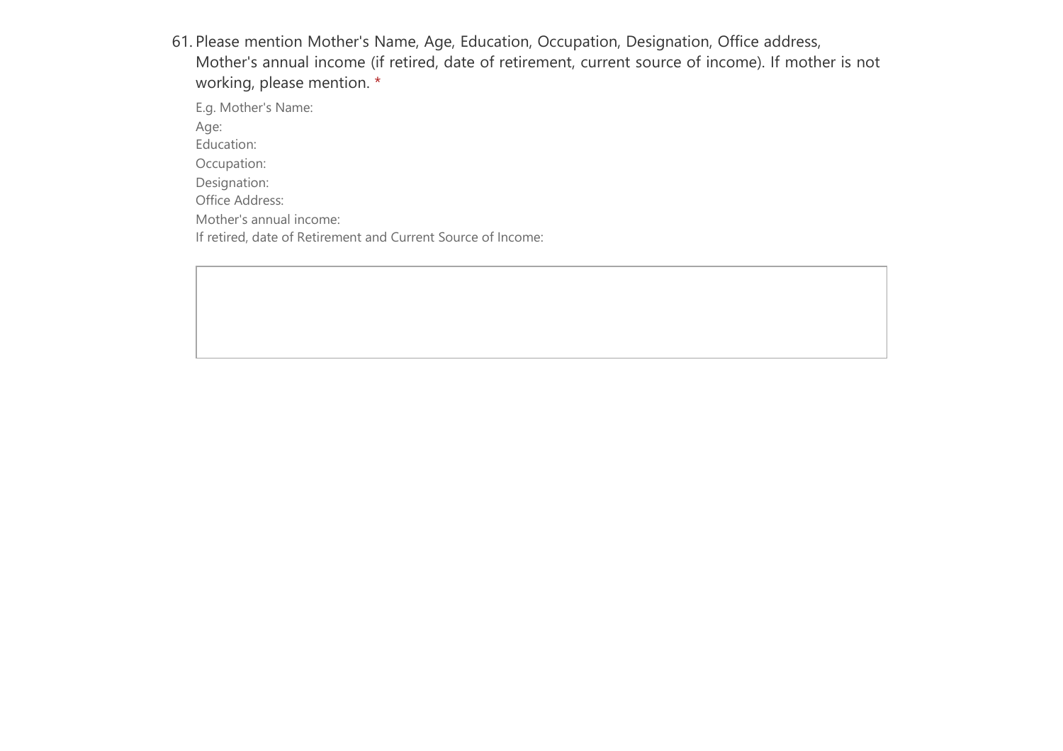61. Please mention Mother's Name, Age, Education, Occupation, Designation, Office address, Mother's annual income (if retired, date of retirement, current source of income). If mother is not working, please mention. *

    E.g. Mother's Name:
    Age:
    Education:
    Occupation:
    Designation:
    Office Address:
    Mother's annual income:
    If retired, date of Retirement and Current Source of Income: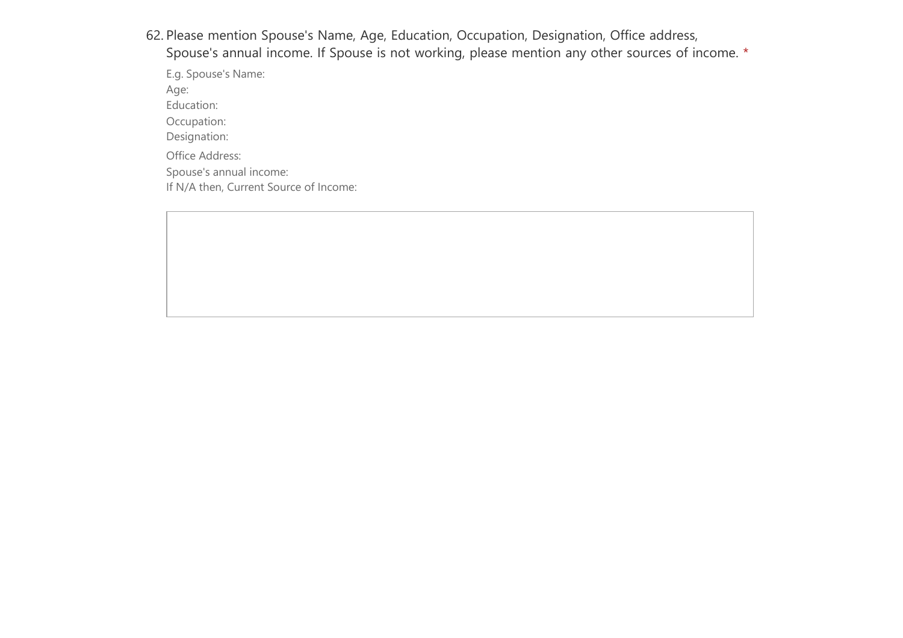62. Please mention Spouse's Name, Age, Education, Occupation, Designation, Office address, Spouse's annual income. If Spouse is not working, please mention any other sources of income. *

E.g. Spouse's Name:
Age:
Education:
Occupation:
Designation:
Office Address:
Spouse's annual income:
If N/A then, Current Source of Income: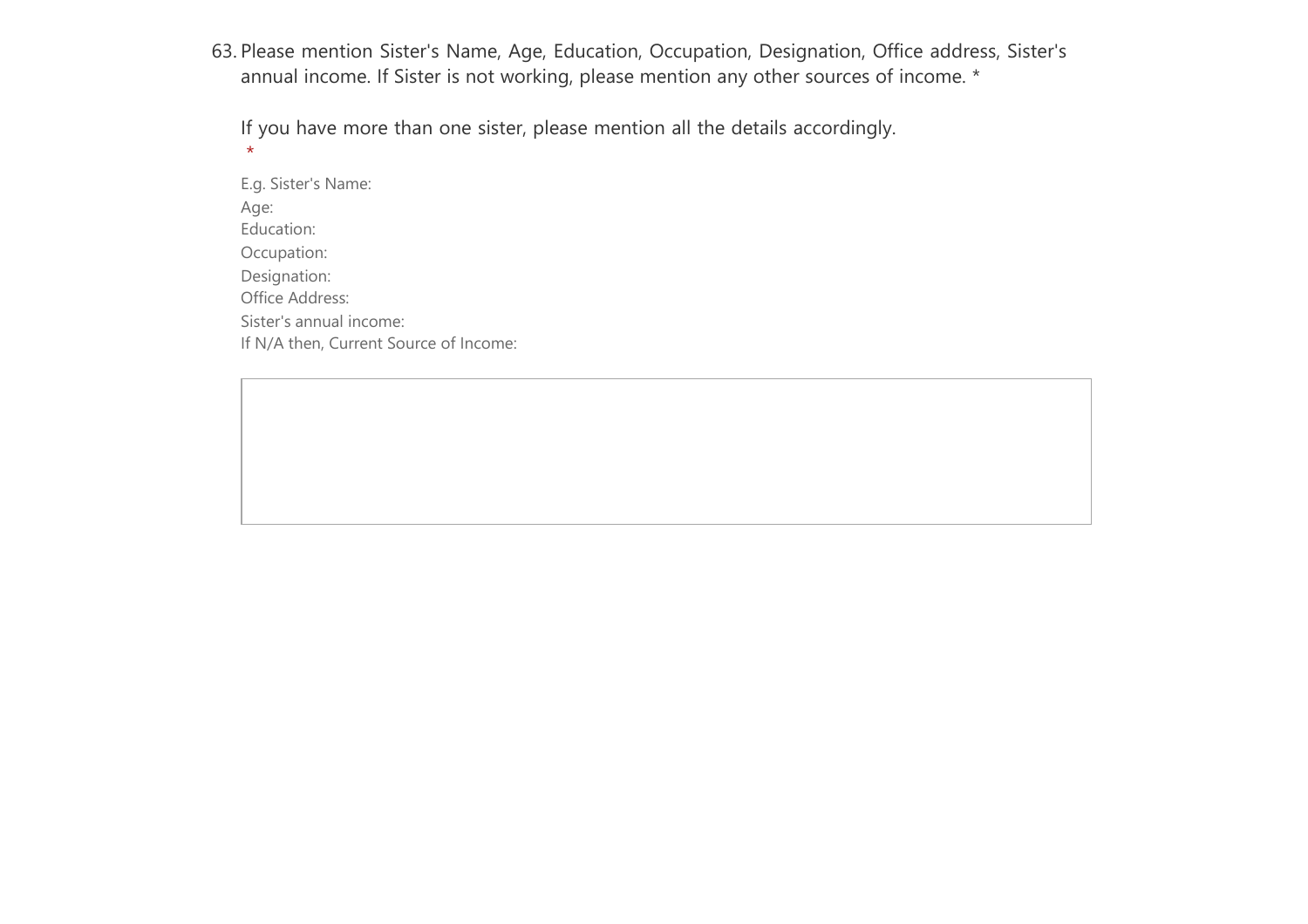63. Please mention Sister's Name, Age, Education, Occupation, Designation, Office address, Sister's annual income. If Sister is not working, please mention any other sources of income. *

    If you have more than one sister, please mention all the details accordingly.
    *

    E.g. Sister's Name:
    Age:
    Education:
    Occupation:
    Designation:
    Office Address:
    Sister's annual income:
    If N/A then, Current Source of Income: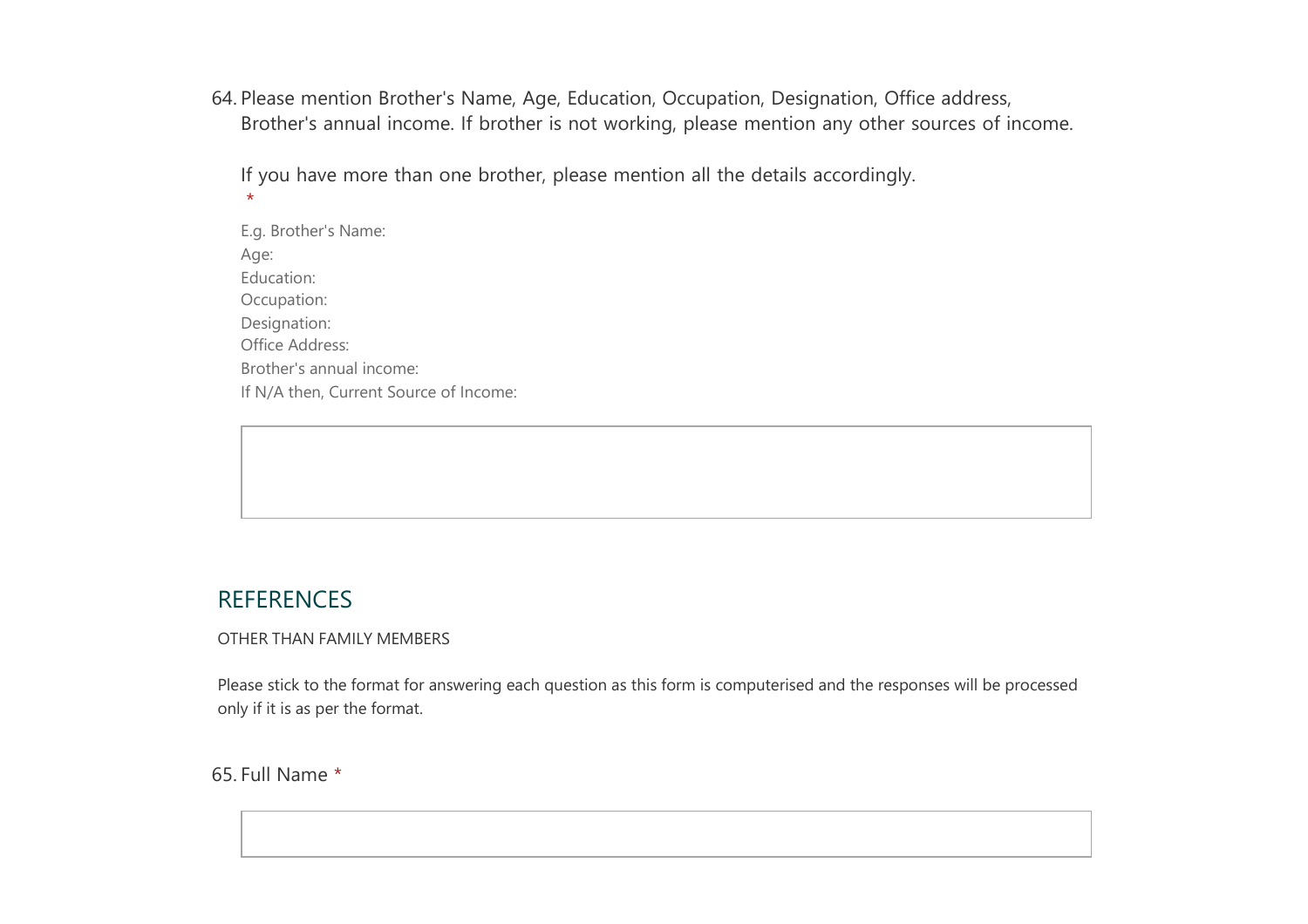64. Please mention Brother's Name, Age, Education, Occupation, Designation, Office address, Brother's annual income. If brother is not working, please mention any other sources of income.

    If you have more than one brother, please mention all the details accordingly.
    *

    E.g. Brother's Name:
    Age:
    Education:
    Occupation:
    Designation:
    Office Address:
    Brother's annual income:
    If N/A then, Current Source of Income:

## REFERENCES

OTHER THAN FAMILY MEMBERS

Please stick to the format for answering each question as this form is computerised and the responses will be processed only if it is as per the format.

65. Full Name *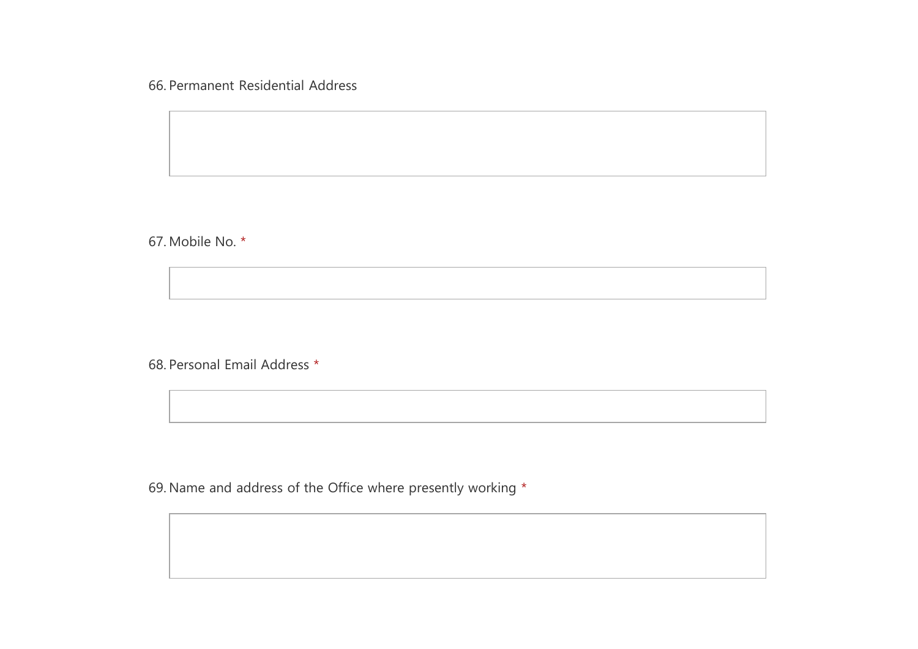66. Permanent Residential Address

67. Mobile No. *

68. Personal Email Address *

69. Name and address of the Office where presently working *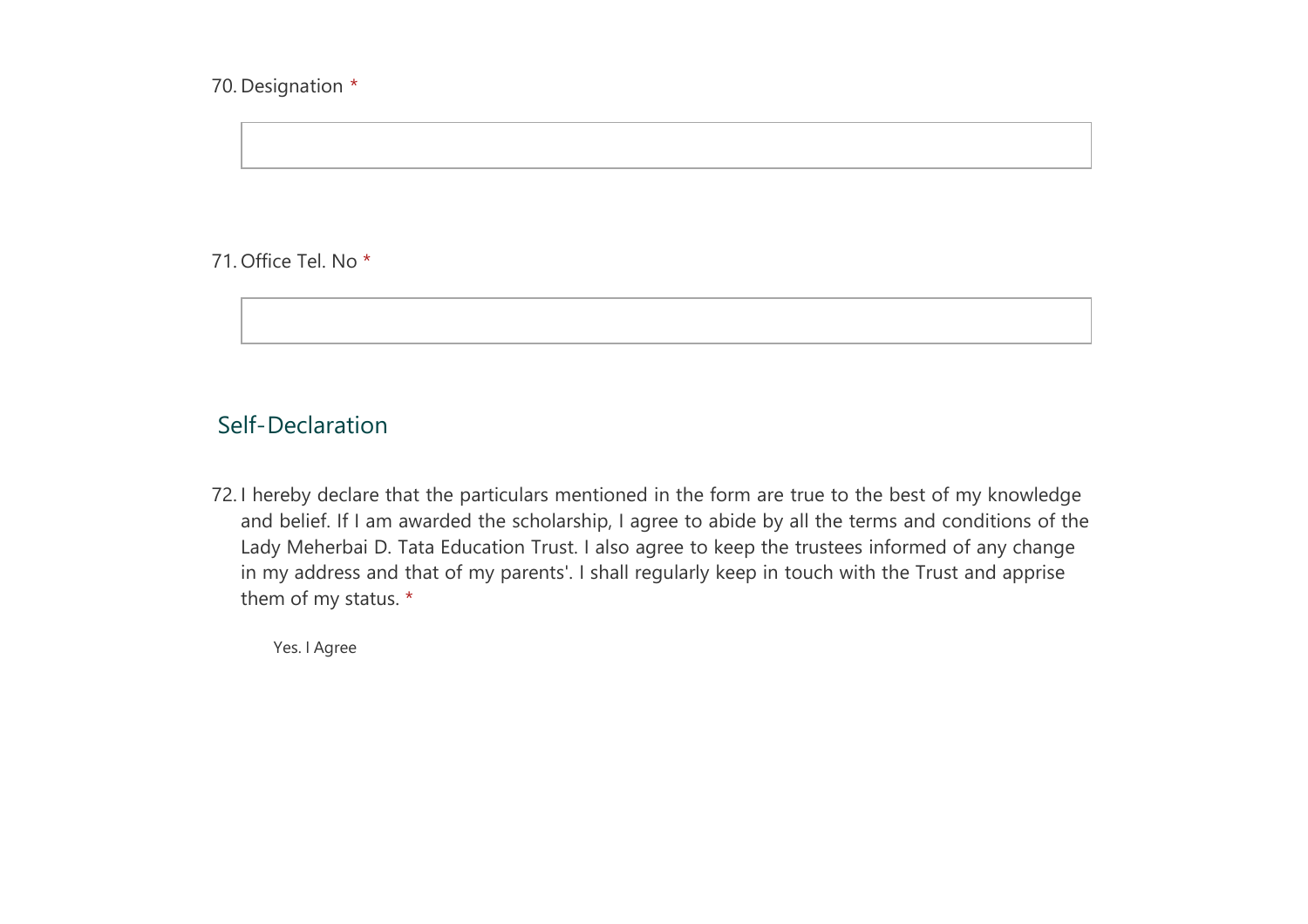70. Designation *

71. Office Tel. No *

## Self-Declaration

72. I hereby declare that the particulars mentioned in the form are true to the best of my knowledge and belief. If I am awarded the scholarship, I agree to abide by all the terms and conditions of the Lady Meherbai D. Tata Education Trust. I also agree to keep the trustees informed of any change in my address and that of my parents'. I shall regularly keep in touch with the Trust and apprise them of my status. *

Yes. I Agree